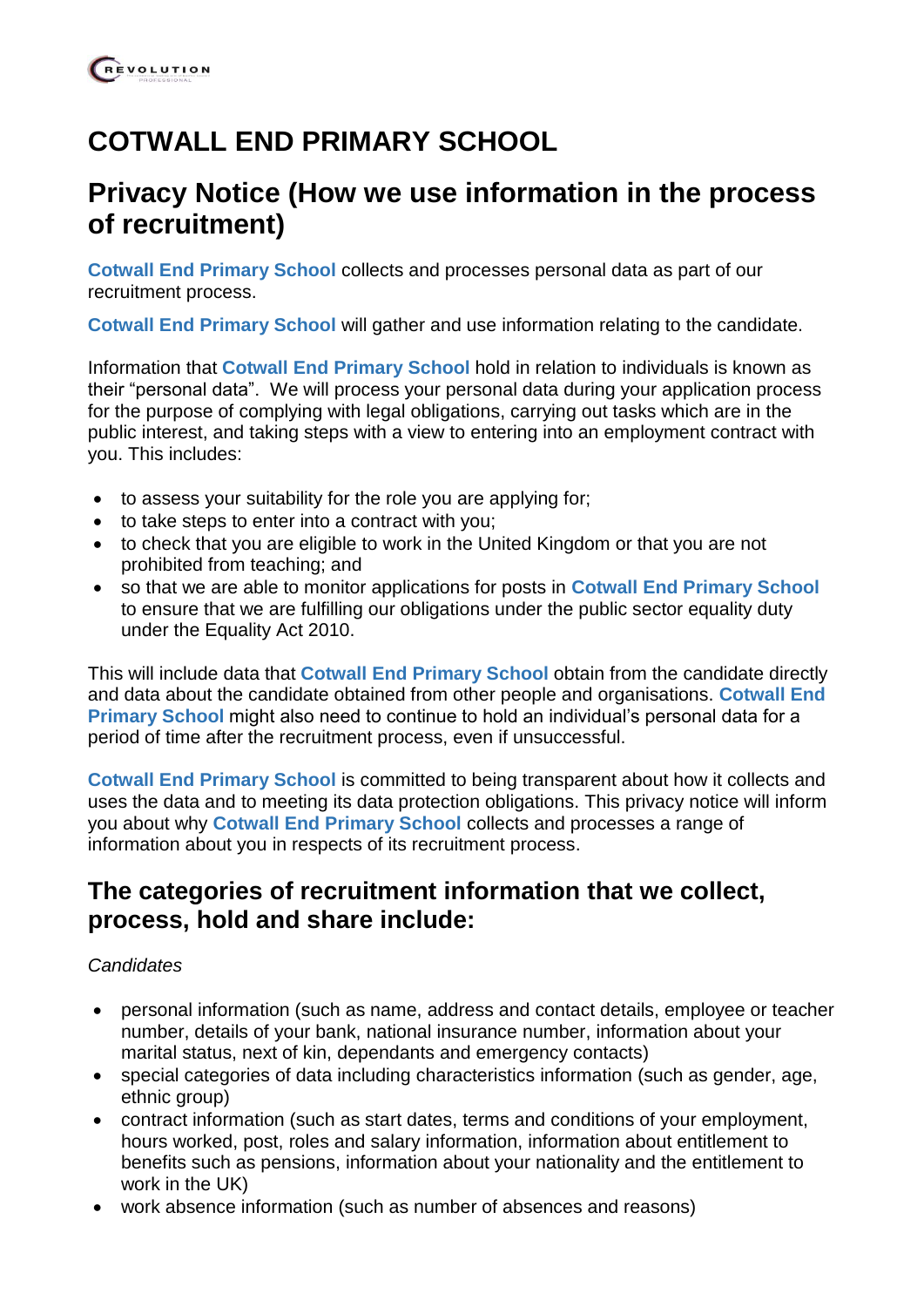# COTWALL END PRIMARY SCHOOL

## Privacy Notice (How we use information in the process of recruitment)

**Cotwall End Primary School** collects and processes personal data as part of our recruitment process.

**Cotwall End Primary School** will gather and use information relating to the candidate.

Information that **Cotwall End Primary School** hold in relation to individuals is known as their "personal data". We will process your personal data during your application process for the purpose of complying with legal obligations, carrying out tasks which are in the public interest, and taking steps with a view to entering into an employment contract with you. This includes:

- to assess your suitability for the role you are applying for;
- to take steps to enter into a contract with you;
- to check that you are eligible to work in the United Kingdom or that you are not prohibited from teaching; and
- so that we are able to monitor applications for posts in **Cotwall End Primary School** to ensure that we are fulfilling our obligations under the public sector equality duty under the Equality Act 2010.

This will include data that **Cotwall End Primary School** obtain from the candidate directly and data about the candidate obtained from other people and organisations. **Cotwall End Primary School** might also need to continue to hold an individual's personal data for a period of time after the recruitment process, even if unsuccessful.

**Cotwall End Primary School** is committed to being transparent about how it collects and uses the data and to meeting its data protection obligations. This privacy notice will inform you about why **Cotwall End Primary School** collects and processes a range of information about you in respects of its recruitment process.

## The categories of recruitment information that we collect, process, hold and share include:

*Candidates*

- personal information (such as name, address and contact details, employee or teacher number, details of your bank, national insurance number, information about your marital status, next of kin, dependants and emergency contacts)
- special categories of data including characteristics information (such as gender, age, ethnic group)
- contract information (such as start dates, terms and conditions of your employment, hours worked, post, roles and salary information, information about entitlement to benefits such as pensions, information about your nationality and the entitlement to work in the UK)
- work absence information (such as number of absences and reasons)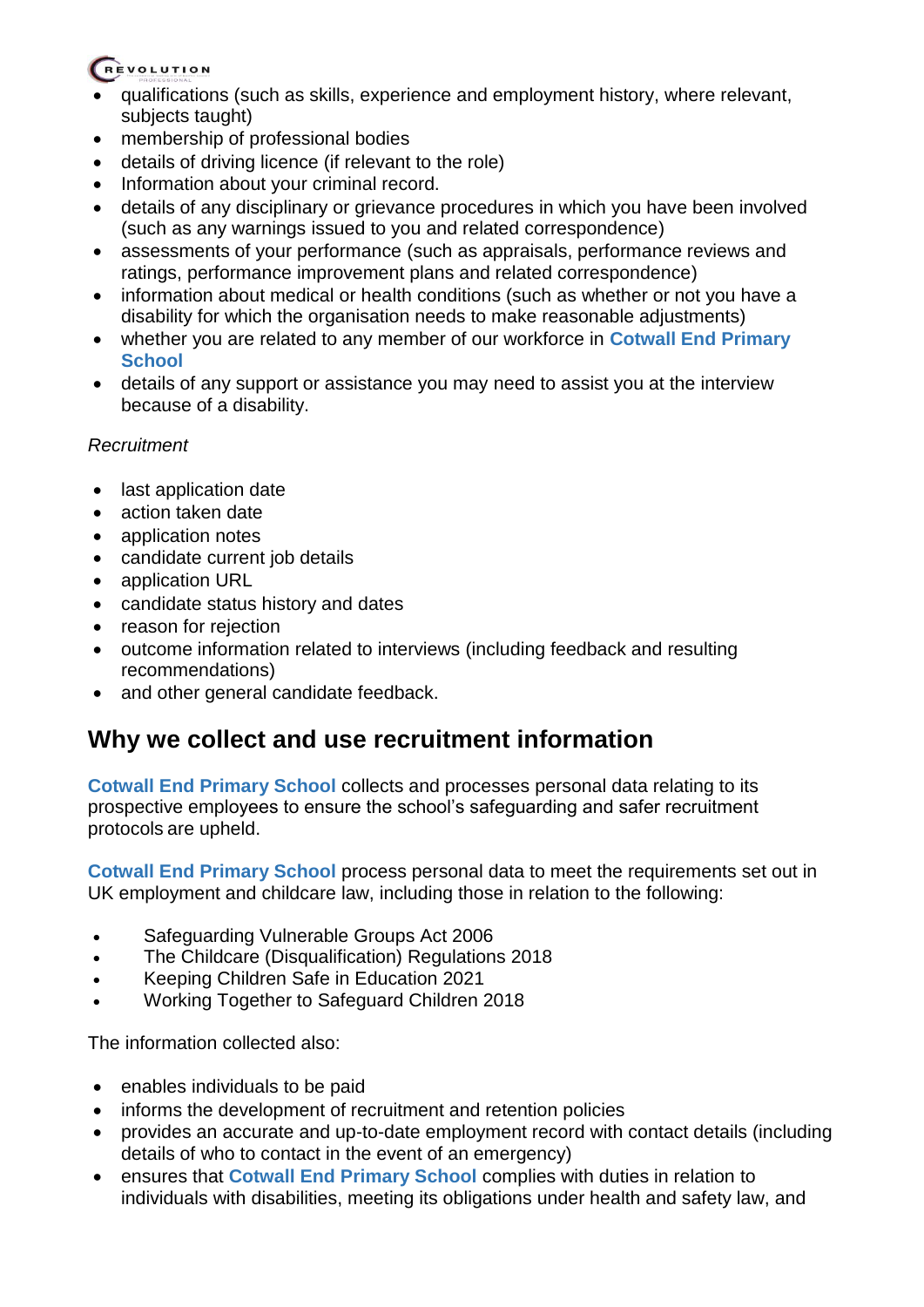- qualifications (such as skills, experience and employment history, where relevant, subjects taught)
- membership of professional bodies
- details of driving licence (if relevant to the role)
- Information about your criminal record.
- details of any disciplinary or grievance procedures in which you have been involved (such as any warnings issued to you and related correspondence)
- assessments of your performance (such as appraisals, performance reviews and ratings, performance improvement plans and related correspondence)
- information about medical or health conditions (such as whether or not you have a disability for which the organisation needs to make reasonable adjustments)
- whether you are related to any member of our workforce in **Cotwall End Primary School**
- details of any support or assistance you may need to assist you at the interview because of a disability.

*Recruitment*

- last application date
- action taken date
- application notes
- candidate current job details
- application URL
- candidate status history and dates
- reason for rejection
- outcome information related to interviews (including feedback and resulting recommendations)
- and other general candidate feedback.

## Why we collect and use recruitment information

**Cotwall End Primary School** collects and processes personal data relating to its prospective employees to ensure the school's safeguarding and safer recruitment protocols are upheld.

**Cotwall End Primary School** process personal data to meet the requirements set out in UK employment and childcare law, including those in relation to the following:

- Safeguarding Vulnerable Groups Act 2006
- The Childcare (Disqualification) Regulations 2018
- Keeping Children Safe in Education 2021
- Working Together to Safeguard Children 2018

The information collected also:

- enables individuals to be paid
- informs the development of recruitment and retention policies
- provides an accurate and up-to-date employment record with contact details (including details of who to contact in the event of an emergency)
- ensures that **Cotwall End Primary School** complies with duties in relation to individuals with disabilities, meeting its obligations under health and safety law, and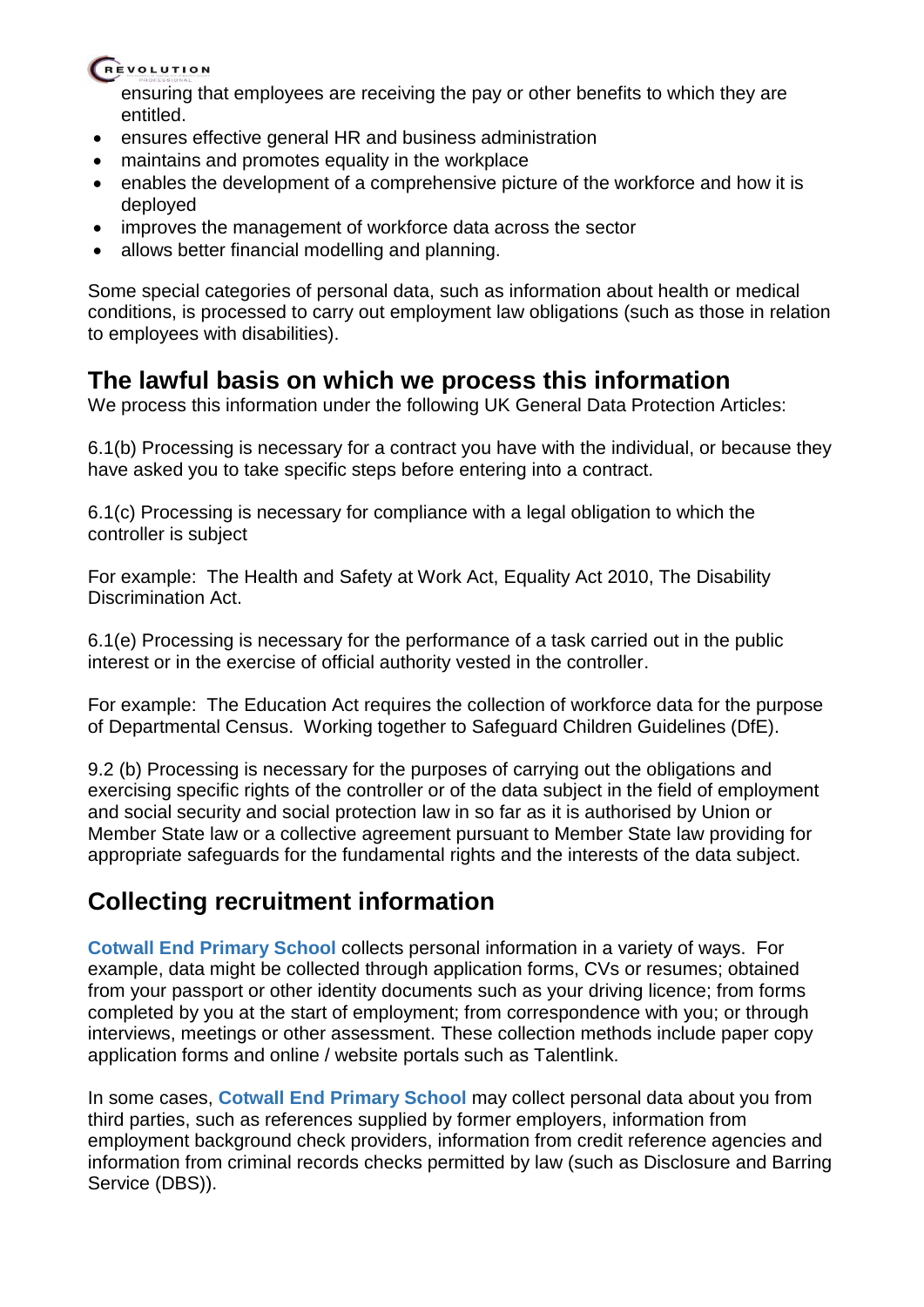ensuring that employees are receiving the pay or other benefits to which they are entitled.

- ensures effective general HR and business administration
- maintains and promotes equality in the workplace
- enables the development of a comprehensive picture of the workforce and how it is deployed
- improves the management of workforce data across the sector
- allows better financial modelling and planning.

Some special categories of personal data, such as information about health or medical conditions, is processed to carry out employment law obligations (such as those in relation to employees with disabilities).

## The lawful basis on which we process this information

We process this information under the following UK General Data Protection Articles:

6.1(b) Processing is necessary for a contract you have with the individual, or because they have asked you to take specific steps before entering into a contract.

6.1(c) Processing is necessary for compliance with a legal obligation to which the controller is subject

For example: The Health and Safety at Work Act, Equality Act 2010, The Disability Discrimination Act.

6.1(e) Processing is necessary for the performance of a task carried out in the public interest or in the exercise of official authority vested in the controller.

For example: The Education Act requires the collection of workforce data for the purpose of Departmental Census. Working together to Safeguard Children Guidelines (DfE).

9.2 (b) Processing is necessary for the purposes of carrying out the obligations and exercising specific rights of the controller or of the data subject in the field of employment and social security and social protection law in so far as it is authorised by Union or Member State law or a collective agreement pursuant to Member State law providing for appropriate safeguards for the fundamental rights and the interests of the data subject.

## Collecting recruitment information

**Cotwall End Primary School** collects personal information in a variety of ways. For example, data might be collected through application forms, CVs or resumes; obtained from your passport or other identity documents such as your driving licence; from forms completed by you at the start of employment; from correspondence with you; or through interviews, meetings or other assessment. These collection methods include paper copy application forms and online / website portals such as Talentlink.

In some cases, **Cotwall End Primary School** may collect personal data about you from third parties, such as references supplied by former employers, information from employment background check providers, information from credit reference agencies and information from criminal records checks permitted by law (such as Disclosure and Barring Service (DBS)).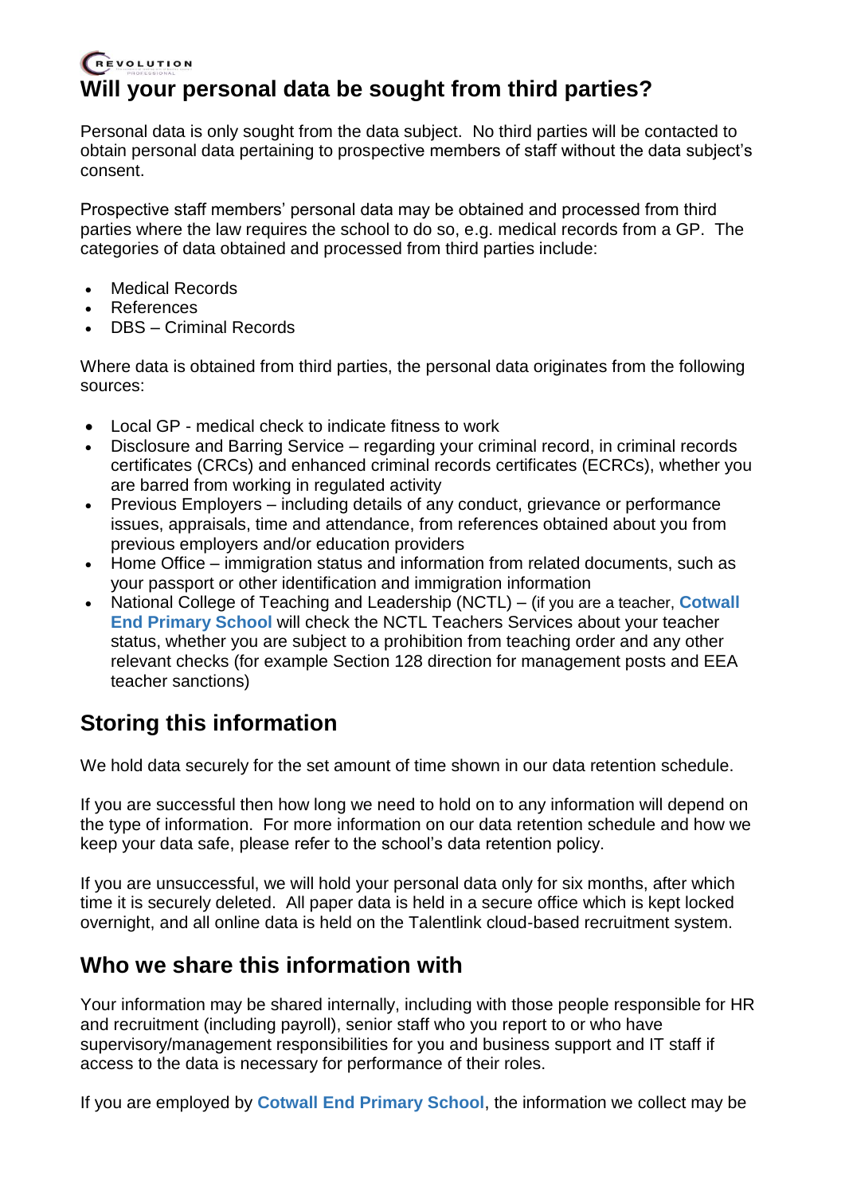## Will your personal data be sought from third parties?

Personal data is only sought from the data subject. No third parties will be contacted to obtain personal data pertaining to prospective members of staff without the data subject's consent.

Prospective staff members' personal data may be obtained and processed from third parties where the law requires the school to do so, e.g. medical records from a GP. The categories of data obtained and processed from third parties include:

- Medical Records
- References
- DBS – Criminal Records

Where data is obtained from third parties, the personal data originates from the following sources:

- Local GP - medical check to indicate fitness to work
- Disclosure and Barring Service – regarding your criminal record, in criminal records certificates (CRCs) and enhanced criminal records certificates (ECRCs), whether you are barred from working in regulated activity
- Previous Employers – including details of any conduct, grievance or performance issues, appraisals, time and attendance, from references obtained about you from previous employers and/or education providers
- Home Office – immigration status and information from related documents, such as your passport or other identification and immigration information
- National College of Teaching and Leadership (NCTL) – (if you are a teacher, **Cotwall End Primary School** will check the NCTL Teachers Services about your teacher status, whether you are subject to a prohibition from teaching order and any other relevant checks (for example Section 128 direction for management posts and EEA teacher sanctions)

## Storing this information

We hold data securely for the set amount of time shown in our data retention schedule.

If you are successful then how long we need to hold on to any information will depend on the type of information. For more information on our data retention schedule and how we keep your data safe, please refer to the school's data retention policy.

If you are unsuccessful, we will hold your personal data only for six months, after which time it is securely deleted. All paper data is held in a secure office which is kept locked overnight, and all online data is held on the Talentlink cloud-based recruitment system.

## Who we share this information with

Your information may be shared internally, including with those people responsible for HR and recruitment (including payroll), senior staff who you report to or who have supervisory/management responsibilities for you and business support and IT staff if access to the data is necessary for performance of their roles.

If you are employed by **Cotwall End Primary School**, the information we collect may be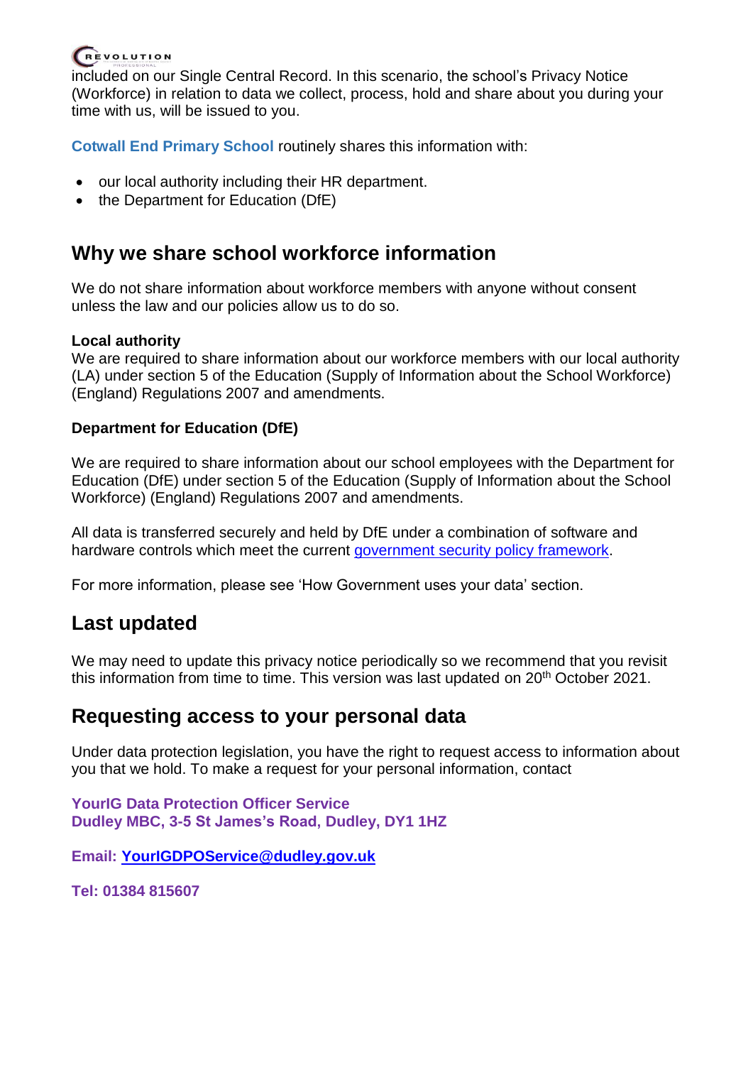included on our Single Central Record. In this scenario, the school's Privacy Notice (Workforce) in relation to data we collect, process, hold and share about you during your time with us, will be issued to you.

**Cotwall End Primary School** routinely shares this information with:

- our local authority including their HR department.
- the Department for Education (DfE)

## Why we share school workforce information

We do not share information about workforce members with anyone without consent unless the law and our policies allow us to do so.

**Local authority**

We are required to share information about our workforce members with our local authority (LA) under section 5 of the Education (Supply of Information about the School Workforce) (England) Regulations 2007 and amendments.

**Department for Education (DfE)**

We are required to share information about our school employees with the Department for Education (DfE) under section 5 of the Education (Supply of Information about the School Workforce) (England) Regulations 2007 and amendments.

All data is transferred securely and held by DfE under a combination of software and hardware controls which meet the current government security policy framework.

For more information, please see 'How Government uses your data' section.

## Last updated

We may need to update this privacy notice periodically so we recommend that you revisit this information from time to time. This version was last updated on 20th October 2021.

## Requesting access to your personal data

Under data protection legislation, you have the right to request access to information about you that we hold. To make a request for your personal information, contact

**YourIG Data Protection Officer Service**
**Dudley MBC, 3-5 St James's Road, Dudley, DY1 1HZ**

**Email: YourIGDPOService@dudley.gov.uk**

**Tel: 01384 815607**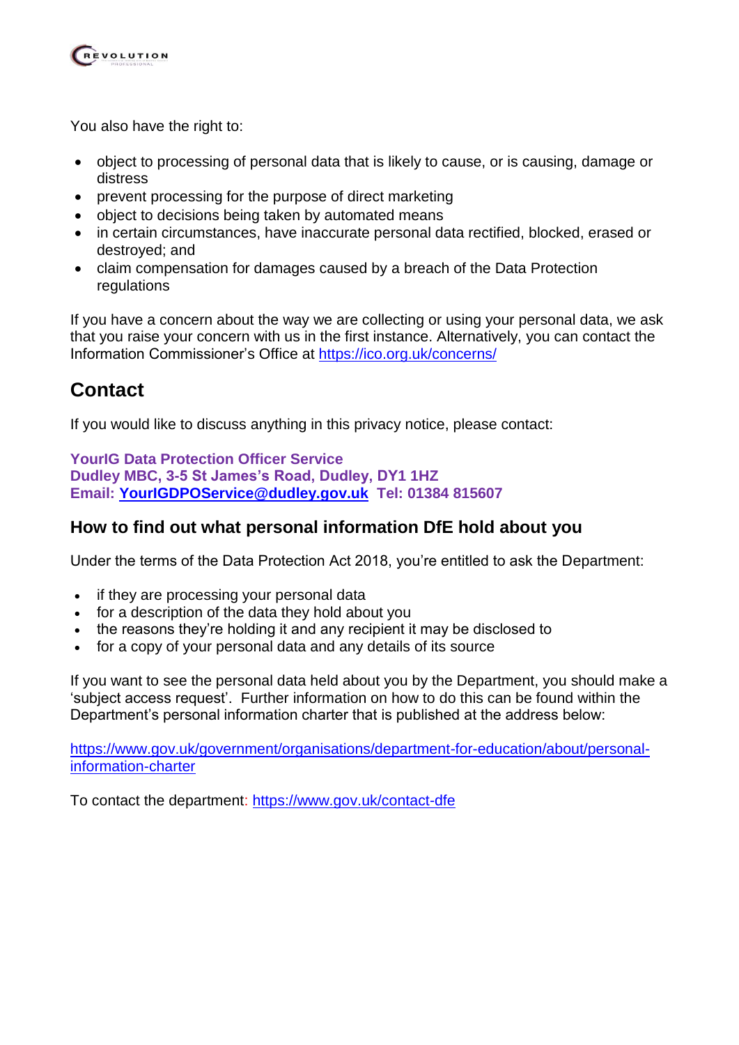You also have the right to:

- object to processing of personal data that is likely to cause, or is causing, damage or distress
- prevent processing for the purpose of direct marketing
- object to decisions being taken by automated means
- in certain circumstances, have inaccurate personal data rectified, blocked, erased or destroyed; and
- claim compensation for damages caused by a breach of the Data Protection regulations

If you have a concern about the way we are collecting or using your personal data, we ask that you raise your concern with us in the first instance. Alternatively, you can contact the Information Commissioner's Office at https://ico.org.uk/concerns/

## Contact

If you would like to discuss anything in this privacy notice, please contact:

**YourIG Data Protection Officer Service**
**Dudley MBC, 3-5 St James's Road, Dudley, DY1 1HZ**
**Email: YourIGDPOService@dudley.gov.uk Tel: 01384 815607**

### How to find out what personal information DfE hold about you

Under the terms of the Data Protection Act 2018, you're entitled to ask the Department:

- if they are processing your personal data
- for a description of the data they hold about you
- the reasons they're holding it and any recipient it may be disclosed to
- for a copy of your personal data and any details of its source

If you want to see the personal data held about you by the Department, you should make a 'subject access request'. Further information on how to do this can be found within the Department's personal information charter that is published at the address below:

https://www.gov.uk/government/organisations/department-for-education/about/personal-information-charter

To contact the department: https://www.gov.uk/contact-dfe